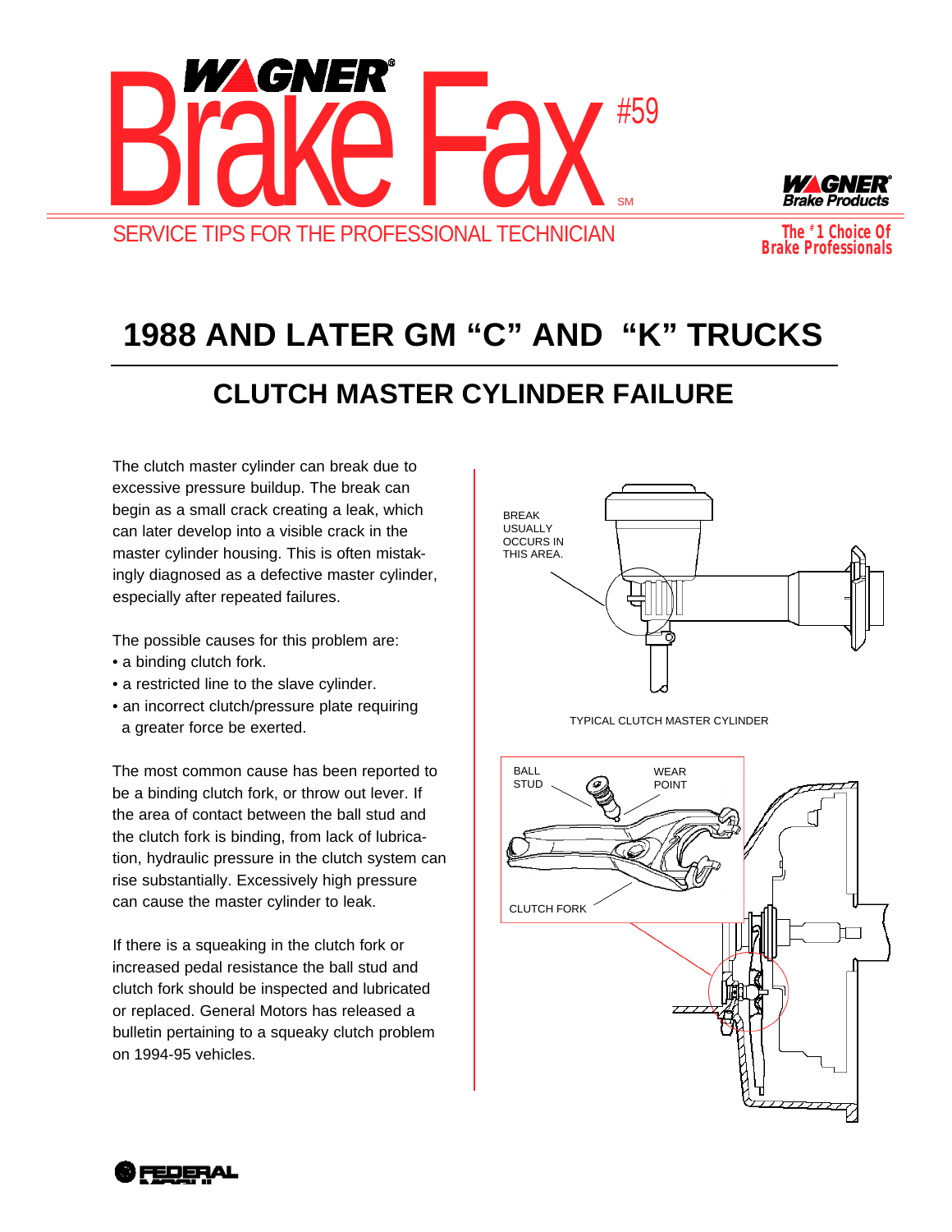# Wagner Brake Fax #59

SERVICE TIPS FOR THE PROFESSIONAL TECHNICIAN

Wagner Brake Products — The #1 Choice Of Brake Professionals

# 1988 AND LATER GM "C" AND "K" TRUCKS

## CLUTCH MASTER CYLINDER FAILURE

The clutch master cylinder can break due to excessive pressure buildup. The break can begin as a small crack creating a leak, which can later develop into a visible crack in the master cylinder housing. This is often mistakingly diagnosed as a defective master cylinder, especially after repeated failures.

The possible causes for this problem are:

- a binding clutch fork.
- a restricted line to the slave cylinder.
- an incorrect clutch/pressure plate requiring a greater force be exerted.

The most common cause has been reported to be a binding clutch fork, or throw out lever. If the area of contact between the ball stud and the clutch fork is binding, from lack of lubrication, hydraulic pressure in the clutch system can rise substantially. Excessively high pressure can cause the master cylinder to leak.

If there is a squeaking in the clutch fork or increased pedal resistance the ball stud and clutch fork should be inspected and lubricated or replaced. General Motors has released a bulletin pertaining to a squeaky clutch problem on 1994-95 vehicles.

BREAK USUALLY OCCURS IN THIS AREA.

TYPICAL CLUTCH MASTER CYLINDER

BALL STUD

WEAR POINT

CLUTCH FORK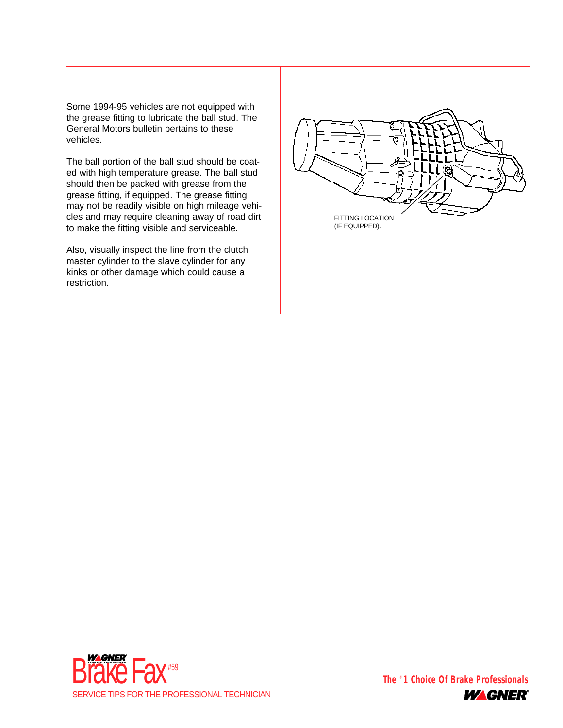Some 1994-95 vehicles are not equipped with the grease fitting to lubricate the ball stud. The General Motors bulletin pertains to these vehicles.

The ball portion of the ball stud should be coated with high temperature grease. The ball stud should then be packed with grease from the grease fitting, if equipped. The grease fitting may not be readily visible on high mileage vehicles and may require cleaning away of road dirt to make the fitting visible and serviceable.

Also, visually inspect the line from the clutch master cylinder to the slave cylinder for any kinks or other damage which could cause a restriction.

FITTING LOCATION
(IF EQUIPPED).